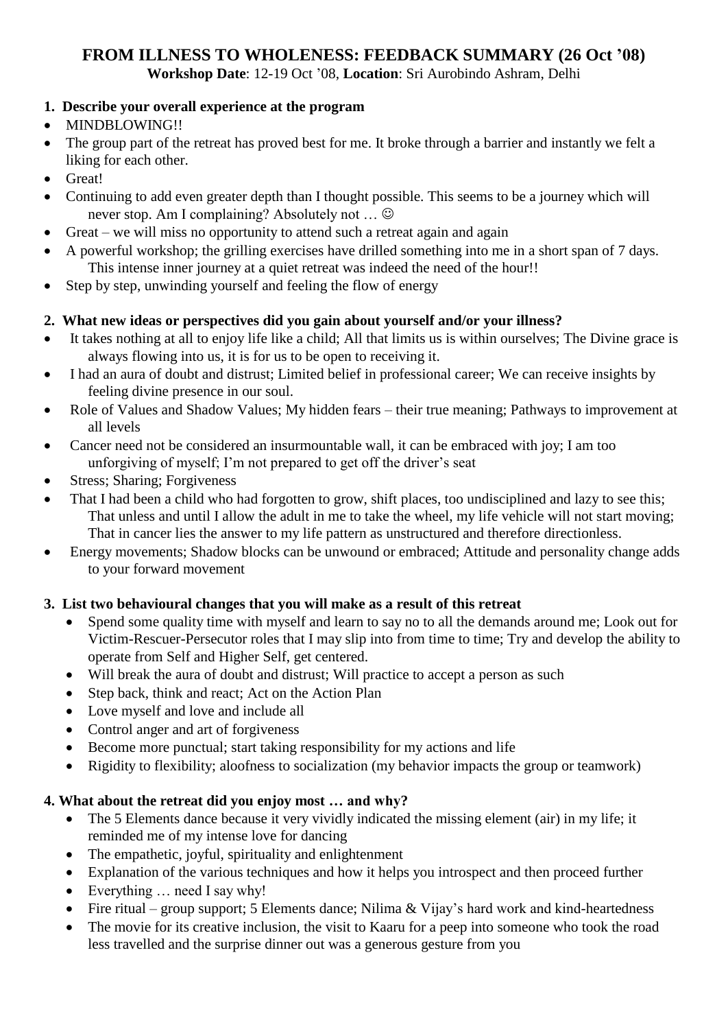# FROM ILLNESS TO WHOLENESS: FEEDBACK SUMMARY (26 Oct '08)

**Workshop Date**: 12-19 Oct '08, **Location**: Sri Aurobindo Ashram, Delhi

## 1. Describe your overall experience at the program

- MINDBLOWING!!
- The group part of the retreat has proved best for me. It broke through a barrier and instantly we felt a liking for each other.
- Great!
- Continuing to add even greater depth than I thought possible. This seems to be a journey which will never stop. Am I complaining? Absolutely not … ☺
- Great – we will miss no opportunity to attend such a retreat again and again
- A powerful workshop; the grilling exercises have drilled something into me in a short span of 7 days. This intense inner journey at a quiet retreat was indeed the need of the hour!!
- Step by step, unwinding yourself and feeling the flow of energy

## 2. What new ideas or perspectives did you gain about yourself and/or your illness?

- It takes nothing at all to enjoy life like a child; All that limits us is within ourselves; The Divine grace is always flowing into us, it is for us to be open to receiving it.
- I had an aura of doubt and distrust; Limited belief in professional career; We can receive insights by feeling divine presence in our soul.
- Role of Values and Shadow Values; My hidden fears – their true meaning; Pathways to improvement at all levels
- Cancer need not be considered an insurmountable wall, it can be embraced with joy; I am too unforgiving of myself; I'm not prepared to get off the driver's seat
- Stress; Sharing; Forgiveness
- That I had been a child who had forgotten to grow, shift places, too undisciplined and lazy to see this; That unless and until I allow the adult in me to take the wheel, my life vehicle will not start moving; That in cancer lies the answer to my life pattern as unstructured and therefore directionless.
- Energy movements; Shadow blocks can be unwound or embraced; Attitude and personality change adds to your forward movement

## 3. List two behavioural changes that you will make as a result of this retreat

- Spend some quality time with myself and learn to say no to all the demands around me; Look out for Victim-Rescuer-Persecutor roles that I may slip into from time to time; Try and develop the ability to operate from Self and Higher Self, get centered.
- Will break the aura of doubt and distrust; Will practice to accept a person as such
- Step back, think and react; Act on the Action Plan
- Love myself and love and include all
- Control anger and art of forgiveness
- Become more punctual; start taking responsibility for my actions and life
- Rigidity to flexibility; aloofness to socialization (my behavior impacts the group or teamwork)

## 4. What about the retreat did you enjoy most … and why?

- The 5 Elements dance because it very vividly indicated the missing element (air) in my life; it reminded me of my intense love for dancing
- The empathetic, joyful, spirituality and enlightenment
- Explanation of the various techniques and how it helps you introspect and then proceed further
- Everything … need I say why!
- Fire ritual – group support; 5 Elements dance; Nilima & Vijay's hard work and kind-heartedness
- The movie for its creative inclusion, the visit to Kaaru for a peep into someone who took the road less travelled and the surprise dinner out was a generous gesture from you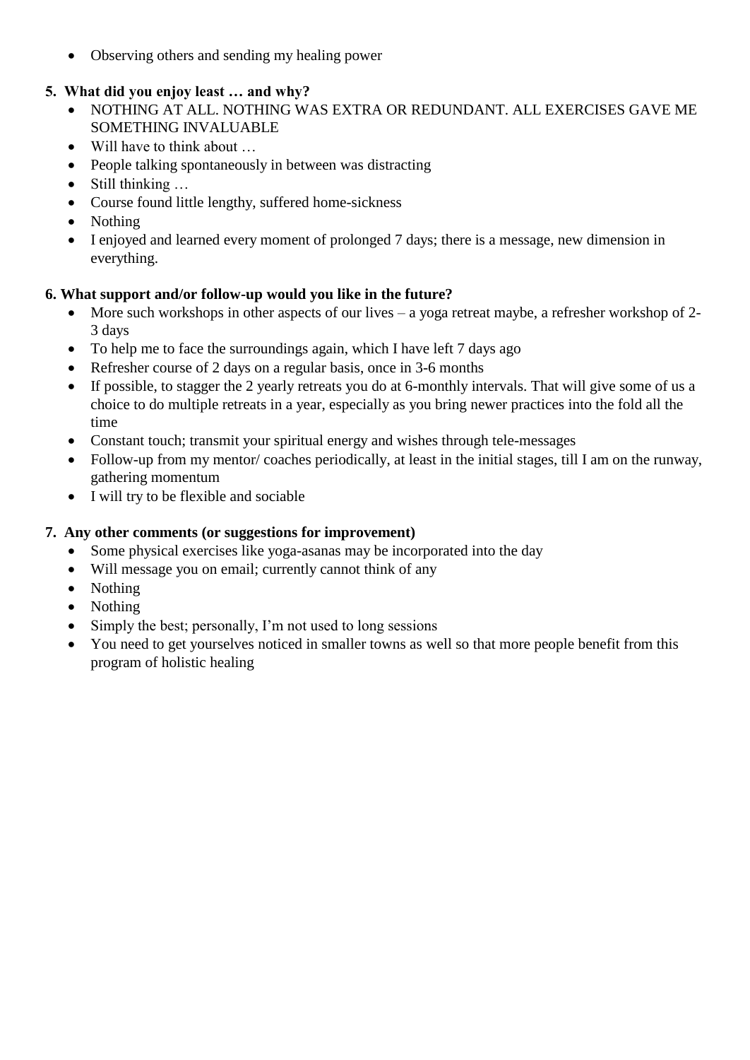- Observing others and sending my healing power

**5. What did you enjoy least … and why?**

- NOTHING AT ALL. NOTHING WAS EXTRA OR REDUNDANT. ALL EXERCISES GAVE ME SOMETHING INVALUABLE
- Will have to think about …
- People talking spontaneously in between was distracting
- Still thinking …
- Course found little lengthy, suffered home-sickness
- Nothing
- I enjoyed and learned every moment of prolonged 7 days; there is a message, new dimension in everything.

**6. What support and/or follow-up would you like in the future?**

- More such workshops in other aspects of our lives – a yoga retreat maybe, a refresher workshop of 2-3 days
- To help me to face the surroundings again, which I have left 7 days ago
- Refresher course of 2 days on a regular basis, once in 3-6 months
- If possible, to stagger the 2 yearly retreats you do at 6-monthly intervals. That will give some of us a choice to do multiple retreats in a year, especially as you bring newer practices into the fold all the time
- Constant touch; transmit your spiritual energy and wishes through tele-messages
- Follow-up from my mentor/ coaches periodically, at least in the initial stages, till I am on the runway, gathering momentum
- I will try to be flexible and sociable

**7. Any other comments (or suggestions for improvement)**

- Some physical exercises like yoga-asanas may be incorporated into the day
- Will message you on email; currently cannot think of any
- Nothing
- Nothing
- Simply the best; personally, I'm not used to long sessions
- You need to get yourselves noticed in smaller towns as well so that more people benefit from this program of holistic healing